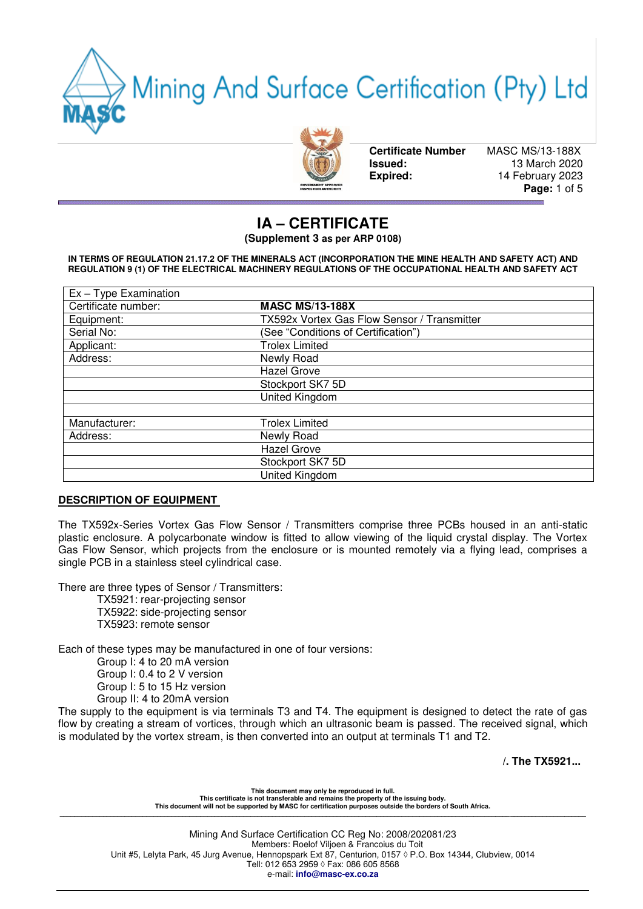# Mining And Surface Certification (Pty) Ltd

**Certificate Number** MASC MS/13-188X
**Issued:** 13 March 2020
**Expired:** 14 February 2023

# IA – CERTIFICATE

**(Supplement 3 as per ARP 0108)**

**IN TERMS OF REGULATION 21.17.2 OF THE MINERALS ACT (INCORPORATION THE MINE HEALTH AND SAFETY ACT) AND REGULATION 9 (1) OF THE ELECTRICAL MACHINERY REGULATIONS OF THE OCCUPATIONAL HEALTH AND SAFETY ACT**

| Ex – Type Examination | |
|---|---|
| Certificate number: | **MASC MS/13-188X** |
| Equipment: | TX592x Vortex Gas Flow Sensor / Transmitter |
| Serial No: | (See "Conditions of Certification") |
| Applicant: | Trolex Limited |
| Address: | Newly Road |
| | Hazel Grove |
| | Stockport SK7 5D |
| | United Kingdom |
| | |
| Manufacturer: | Trolex Limited |
| Address: | Newly Road |
| | Hazel Grove |
| | Stockport SK7 5D |
| | United Kingdom |

## DESCRIPTION OF EQUIPMENT

The TX592x-Series Vortex Gas Flow Sensor / Transmitters comprise three PCBs housed in an anti-static plastic enclosure. A polycarbonate window is fitted to allow viewing of the liquid crystal display. The Vortex Gas Flow Sensor, which projects from the enclosure or is mounted remotely via a flying lead, comprises a single PCB in a stainless steel cylindrical case.

There are three types of Sensor / Transmitters:

- TX5921: rear-projecting sensor
- TX5922: side-projecting sensor
- TX5923: remote sensor

Each of these types may be manufactured in one of four versions:

- Group I: 4 to 20 mA version
- Group I: 0.4 to 2 V version
- Group I: 5 to 15 Hz version
- Group II: 4 to 20mA version

The supply to the equipment is via terminals T3 and T4. The equipment is designed to detect the rate of gas flow by creating a stream of vortices, through which an ultrasonic beam is passed. The received signal, which is modulated by the vortex stream, is then converted into an output at terminals T1 and T2.

**/. The TX5921...**

**This document may only be reproduced in full.**
**This certificate is not transferable and remains the property of the issuing body.**
**This document will not be supported by MASC for certification purposes outside the borders of South Africa.**

Mining And Surface Certification CC Reg No: 2008/202081/23
Members: Roelof Viljoen & Francoius du Toit
Unit #5, Lelyta Park, 45 Jurg Avenue, Hennopspark Ext 87, Centurion, 0157 ◊ P.O. Box 14344, Clubview, 0014
Tell: 012 653 2959 ◊ Fax: 086 605 8568
e-mail: **info@masc-ex.co.za**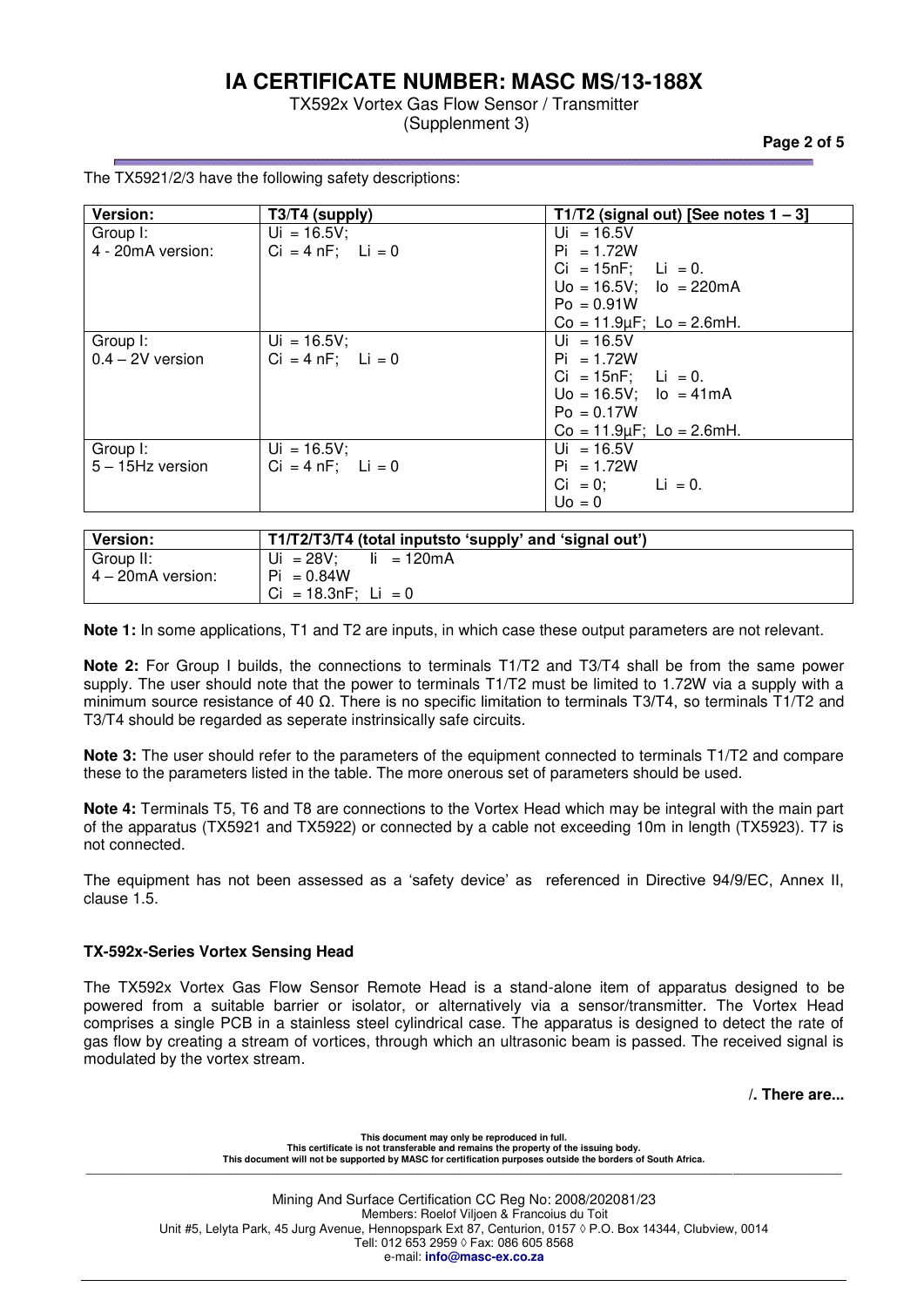# IA CERTIFICATE NUMBER: MASC MS/13-188X

TX592x Vortex Gas Flow Sensor / Transmitter
(Supplement 3)

The TX5921/2/3 have the following safety descriptions:

| Version: | T3/T4 (supply) | T1/T2 (signal out) [See notes 1 – 3] |
|---|---|---|
| Group I:<br>4 - 20mA version: | $U_i$ = 16.5V;<br>$C_i$ = 4 nF;  $L_i$ = 0 | $U_i$ = 16.5V<br>$P_i$ = 1.72W<br>$C_i$ = 15nF;  $L_i$ = 0.<br>$U_o$ = 16.5V;  $I_o$ = 220mA<br>$P_o$ = 0.91W<br>$C_o$ = 11.9μF;  $L_o$ = 2.6mH. |
| Group I:<br>0.4 – 2V version | $U_i$ = 16.5V;<br>$C_i$ = 4 nF;  $L_i$ = 0 | $U_i$ = 16.5V<br>$P_i$ = 1.72W<br>$C_i$ = 15nF;  $L_i$ = 0.<br>$U_o$ = 16.5V;  $I_o$ = 41mA<br>$P_o$ = 0.17W<br>$C_o$ = 11.9μF;  $L_o$ = 2.6mH. |
| Group I:<br>5 – 15Hz version | $U_i$ = 16.5V;<br>$C_i$ = 4 nF;  $L_i$ = 0 | $U_i$ = 16.5V<br>$P_i$ = 1.72W<br>$C_i$ = 0;  $L_i$ = 0.<br>$U_o$ = 0 |

| Version: | T1/T2/T3/T4 (total inputsto 'supply' and 'signal out') |
|---|---|
| Group II:<br>4 – 20mA version: | $U_i$ = 28V;  $I_i$ = 120mA<br>$P_i$ = 0.84W<br>$C_i$ = 18.3nF;  $L_i$ = 0 |

**Note 1:** In some applications, T1 and T2 are inputs, in which case these output parameters are not relevant.

**Note 2:** For Group I builds, the connections to terminals T1/T2 and T3/T4 shall be from the same power supply. The user should note that the power to terminals T1/T2 must be limited to 1.72W via a supply with a minimum source resistance of 40 Ω. There is no specific limitation to terminals T3/T4, so terminals T1/T2 and T3/T4 should be regarded as seperate instrinsically safe circuits.

**Note 3:** The user should refer to the parameters of the equipment connected to terminals T1/T2 and compare these to the parameters listed in the table. The more onerous set of parameters should be used.

**Note 4:** Terminals T5, T6 and T8 are connections to the Vortex Head which may be integral with the main part of the apparatus (TX5921 and TX5922) or connected by a cable not exceeding 10m in length (TX5923). T7 is not connected.

The equipment has not been assessed as a 'safety device' as referenced in Directive 94/9/EC, Annex II, clause 1.5.

**TX-592x-Series Vortex Sensing Head**

The TX592x Vortex Gas Flow Sensor Remote Head is a stand-alone item of apparatus designed to be powered from a suitable barrier or isolator, or alternatively via a sensor/transmitter. The Vortex Head comprises a single PCB in a stainless steel cylindrical case. The apparatus is designed to detect the rate of gas flow by creating a stream of vortices, through which an ultrasonic beam is passed. The received signal is modulated by the vortex stream.

**/. There are...**

This document may only be reproduced in full.
This certificate is not transferable and remains the property of the issuing body.
This document will not be supported by MASC for certification purposes outside the borders of South Africa.

Mining And Surface Certification CC Reg No: 2008/202081/23
Members: Roelof Viljoen & Francoius du Toit
Unit #5, Lelyta Park, 45 Jurg Avenue, Hennopspark Ext 87, Centurion, 0157 ◊ P.O. Box 14344, Clubview, 0014
Tell: 012 653 2959 ◊ Fax: 086 605 8568
e-mail: **info@masc-ex.co.za**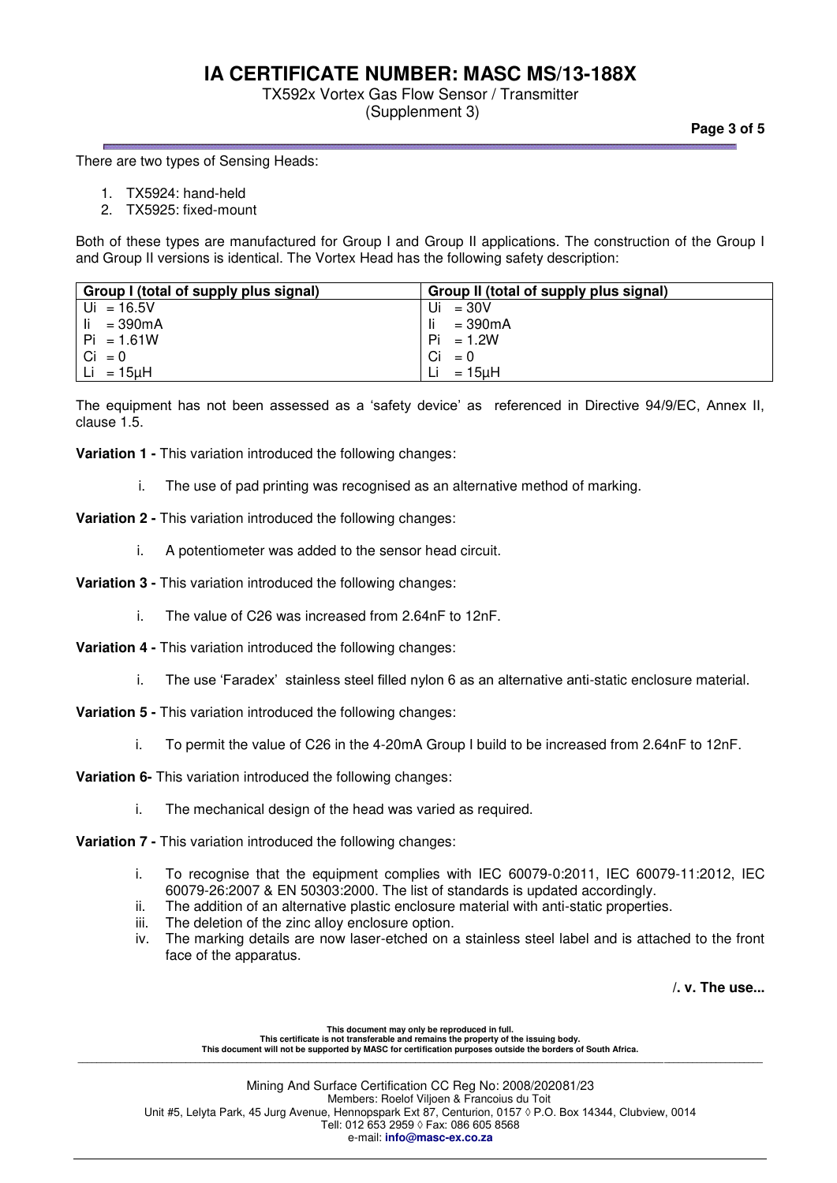There are two types of Sensing Heads:

1. TX5924: hand-held
2. TX5925: fixed-mount

Both of these types are manufactured for Group I and Group II applications. The construction of the Group I and Group II versions is identical. The Vortex Head has the following safety description:

| Group I (total of supply plus signal) | Group II (total of supply plus signal) |
|---|---|
| $U_i$ = 16.5V | $U_i$ = 30V |
| $I_i$ = 390mA | $I_i$ = 390mA |
| $P_i$ = 1.61W | $P_i$ = 1.2W |
| $C_i$ = 0 | $C_i$ = 0 |
| $L_i$ = 15µH | $L_i$ = 15µH |

The equipment has not been assessed as a 'safety device' as referenced in Directive 94/9/EC, Annex II, clause 1.5.

**Variation 1 -** This variation introduced the following changes:

i. The use of pad printing was recognised as an alternative method of marking.

**Variation 2 -** This variation introduced the following changes:

i. A potentiometer was added to the sensor head circuit.

**Variation 3 -** This variation introduced the following changes:

i. The value of C26 was increased from 2.64nF to 12nF.

**Variation 4 -** This variation introduced the following changes:

i. The use 'Faradex' stainless steel filled nylon 6 as an alternative anti-static enclosure material.

**Variation 5 -** This variation introduced the following changes:

i. To permit the value of C26 in the 4-20mA Group I build to be increased from 2.64nF to 12nF.

**Variation 6-** This variation introduced the following changes:

i. The mechanical design of the head was varied as required.

**Variation 7 -** This variation introduced the following changes:

i. To recognise that the equipment complies with IEC 60079-0:2011, IEC 60079-11:2012, IEC 60079-26:2007 & EN 50303:2000. The list of standards is updated accordingly.
ii. The addition of an alternative plastic enclosure material with anti-static properties.
iii. The deletion of the zinc alloy enclosure option.
iv. The marking details are now laser-etched on a stainless steel label and is attached to the front face of the apparatus.

**/. v. The use...**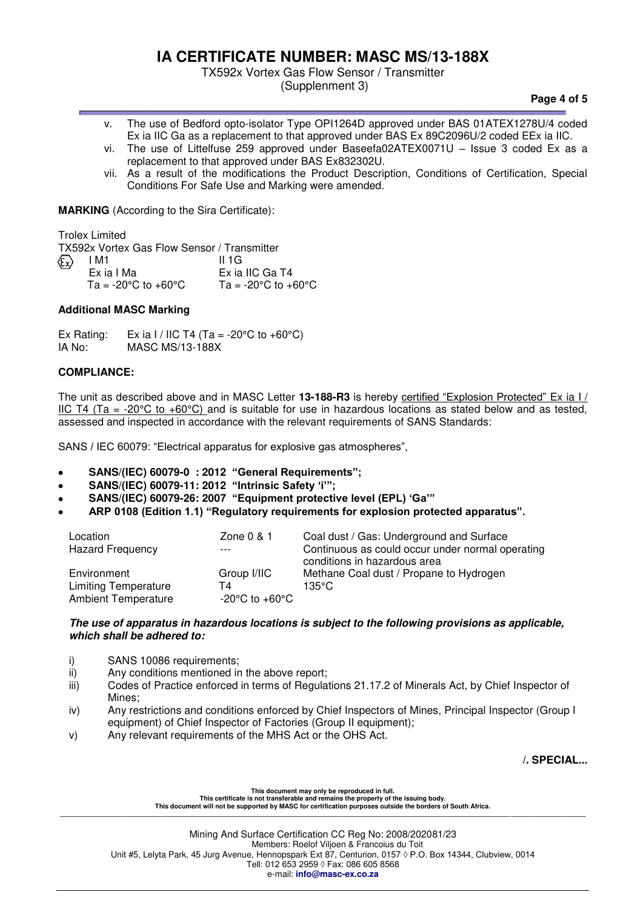v. The use of Bedford opto-isolator Type OPI1264D approved under BAS 01ATEX1278U/4 coded Ex ia IIC Ga as a replacement to that approved under BAS Ex 89C2096U/2 coded EEx ia IIC.

vi. The use of Littelfuse 259 approved under Baseefa02ATEX0071U – Issue 3 coded Ex as a replacement to that approved under BAS Ex832302U.

vii. As a result of the modifications the Product Description, Conditions of Certification, Special Conditions For Safe Use and Marking were amended.

**MARKING** (According to the Sira Certificate):

Trolex Limited
TX592x Vortex Gas Flow Sensor / Transmitter

| | | |
|---|---|---|
| Ex | I M1 | II 1G |
| | Ex ia I Ma | Ex ia IIC Ga T4 |
| | Ta = -20°C to +60°C | Ta = -20°C to +60°C |

### Additional MASC Marking

Ex Rating: Ex ia I / IIC T4 (Ta = -20°C to +60°C)
IA No: MASC MS/13-188X

### COMPLIANCE:

The unit as described above and in MASC Letter **13-188-R3** is hereby certified "Explosion Protected" Ex ia I / IIC T4 (Ta = -20°C to +60°C) and is suitable for use in hazardous locations as stated below and as tested, assessed and inspected in accordance with the relevant requirements of SANS Standards:

SANS / IEC 60079: "Electrical apparatus for explosive gas atmospheres",

- **SANS/(IEC) 60079-0 : 2012 "General Requirements";**
- **SANS/(IEC) 60079-11: 2012 "Intrinsic Safety 'i'";**
- **SANS/(IEC) 60079-26: 2007 "Equipment protective level (EPL) 'Ga'"**
- **ARP 0108 (Edition 1.1) "Regulatory requirements for explosion protected apparatus".**

| | | |
|---|---|---|
| Location | Zone 0 & 1 | Coal dust / Gas: Underground and Surface |
| Hazard Frequency | --- | Continuous as could occur under normal operating conditions in hazardous area |
| Environment | Group I/IIC | Methane Coal dust / Propane to Hydrogen |
| Limiting Temperature | T4 | 135°C |
| Ambient Temperature | -20°C to +60°C | |

***The use of apparatus in hazardous locations is subject to the following provisions as applicable, which shall be adhered to:***

i) SANS 10086 requirements;

ii) Any conditions mentioned in the above report;

iii) Codes of Practice enforced in terms of Regulations 21.17.2 of Minerals Act, by Chief Inspector of Mines;

iv) Any restrictions and conditions enforced by Chief Inspectors of Mines, Principal Inspector (Group I equipment) of Chief Inspector of Factories (Group II equipment);

v) Any relevant requirements of the MHS Act or the OHS Act.

**/. SPECIAL...**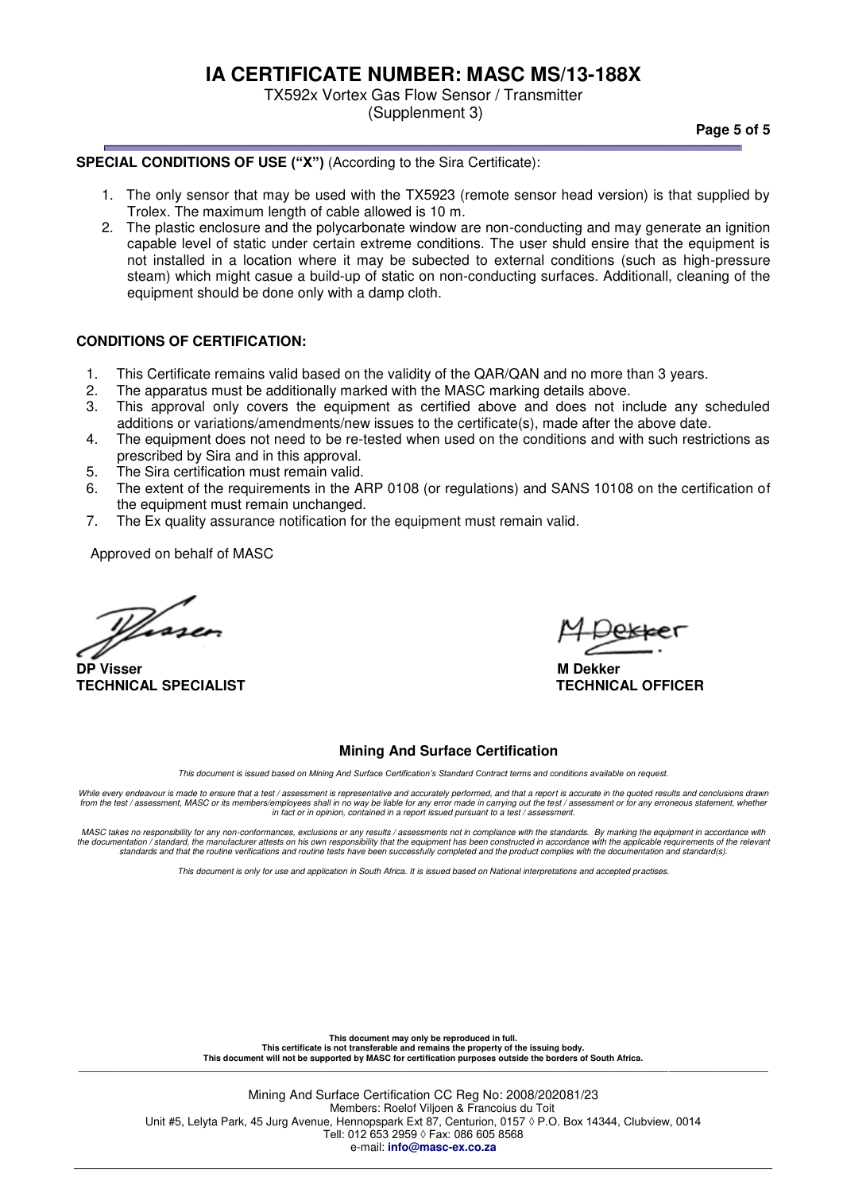**SPECIAL CONDITIONS OF USE ("X")** (According to the Sira Certificate):

1. The only sensor that may be used with the TX5923 (remote sensor head version) is that supplied by Trolex. The maximum length of cable allowed is 10 m.
2. The plastic enclosure and the polycarbonate window are non-conducting and may generate an ignition capable level of static under certain extreme conditions. The user shuld ensire that the equipment is not installed in a location where it may be subected to external conditions (such as high-pressure steam) which might casue a build-up of static on non-conducting surfaces. Additionall, cleaning of the equipment should be done only with a damp cloth.

**CONDITIONS OF CERTIFICATION:**

1. This Certificate remains valid based on the validity of the QAR/QAN and no more than 3 years.
2. The apparatus must be additionally marked with the MASC marking details above.
3. This approval only covers the equipment as certified above and does not include any scheduled additions or variations/amendments/new issues to the certificate(s), made after the above date.
4. The equipment does not need to be re-tested when used on the conditions and with such restrictions as prescribed by Sira and in this approval.
5. The Sira certification must remain valid.
6. The extent of the requirements in the ARP 0108 (or regulations) and SANS 10108 on the certification of the equipment must remain unchanged.
7. The Ex quality assurance notification for the equipment must remain valid.

Approved on behalf of MASC

**DP Visser**
**TECHNICAL SPECIALIST**

**M Dekker**
**TECHNICAL OFFICER**

**Mining And Surface Certification**

*This document is issued based on Mining And Surface Certification's Standard Contract terms and conditions available on request.*

*While every endeavour is made to ensure that a test / assessment is representative and accurately performed, and that a report is accurate in the quoted results and conclusions drawn from the test / assessment, MASC or its members/employees shall in no way be liable for any error made in carrying out the test / assessment or for any erroneous statement, whether in fact or in opinion, contained in a report issued pursuant to a test / assessment.*

*MASC takes no responsibility for any non-conformances, exclusions or any results / assessments not in compliance with the standards. By marking the equipment in accordance with the documentation / standard, the manufacturer attests on his own responsibility that the equipment has been constructed in accordance with the applicable requirements of the relevant standards and that the routine verifications and routine tests have been successfully completed and the product complies with the documentation and standard(s).*

*This document is only for use and application in South Africa. It is issued based on National interpretations and accepted practises.*

**This document may only be reproduced in full.**
**This certificate is not transferable and remains the property of the issuing body.**
**This document will not be supported by MASC for certification purposes outside the borders of South Africa.**

Mining And Surface Certification CC Reg No: 2008/202081/23
Members: Roelof Viljoen & Francoius du Toit
Unit #5, Lelyta Park, 45 Jurg Avenue, Hennopspark Ext 87, Centurion, 0157 ◊ P.O. Box 14344, Clubview, 0014
Tell: 012 653 2959 ◊ Fax: 086 605 8568
e-mail: **info@masc-ex.co.za**